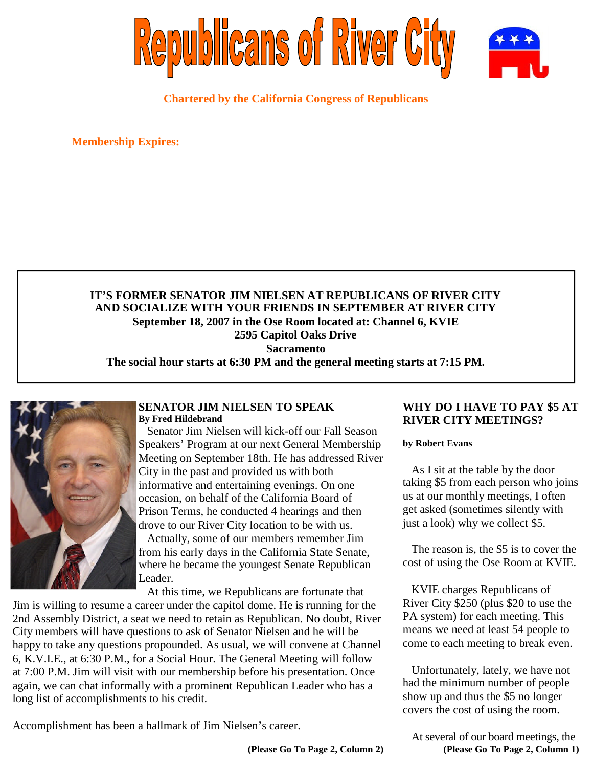# Republicans of River City

**Chartered by the California Congress of Republicans**

**Membership Expires:**

**IT'S FORMER SENATOR JIM NIELSEN AT REPUBLICANS OF RIVER CITY AND SOCIALIZE WITH YOUR FRIENDS IN SEPTEMBER AT RIVER CITY**
**September 18, 2007 in the Ose Room located at: Channel 6, KVIE**
**2595 Capitol Oaks Drive**
**Sacramento**
**The social hour starts at 6:30 PM and the general meeting starts at 7:15 PM.**

## SENATOR JIM NIELSEN TO SPEAK

**By Fred Hildebrand**

Senator Jim Nielsen will kick-off our Fall Season Speakers' Program at our next General Membership Meeting on September 18th. He has addressed River City in the past and provided us with both informative and entertaining evenings. On one occasion, on behalf of the California Board of Prison Terms, he conducted 4 hearings and then drove to our River City location to be with us.

Actually, some of our members remember Jim from his early days in the California State Senate, where he became the youngest Senate Republican Leader.

At this time, we Republicans are fortunate that Jim is willing to resume a career under the capitol dome. He is running for the 2nd Assembly District, a seat we need to retain as Republican. No doubt, River City members will have questions to ask of Senator Nielsen and he will be happy to take any questions propounded. As usual, we will convene at Channel 6, K.V.I.E., at 6:30 P.M., for a Social Hour. The General Meeting will follow at 7:00 P.M. Jim will visit with our membership before his presentation. Once again, we can chat informally with a prominent Republican Leader who has a long list of accomplishments to his credit.

Accomplishment has been a hallmark of Jim Nielsen's career.

**(Please Go To Page 2, Column 2)**

## WHY DO I HAVE TO PAY $5 AT RIVER CITY MEETINGS?

**by Robert Evans**

As I sit at the table by the door taking $5 from each person who joins us at our monthly meetings, I often get asked (sometimes silently with just a look) why we collect $5.

The reason is, the $5 is to cover the cost of using the Ose Room at KVIE.

KVIE charges Republicans of River City $250 (plus $20 to use the PA system) for each meeting. This means we need at least 54 people to come to each meeting to break even.

Unfortunately, lately, we have not had the minimum number of people show up and thus the $5 no longer covers the cost of using the room.

At several of our board meetings, the

**(Please Go To Page 2, Column 1)**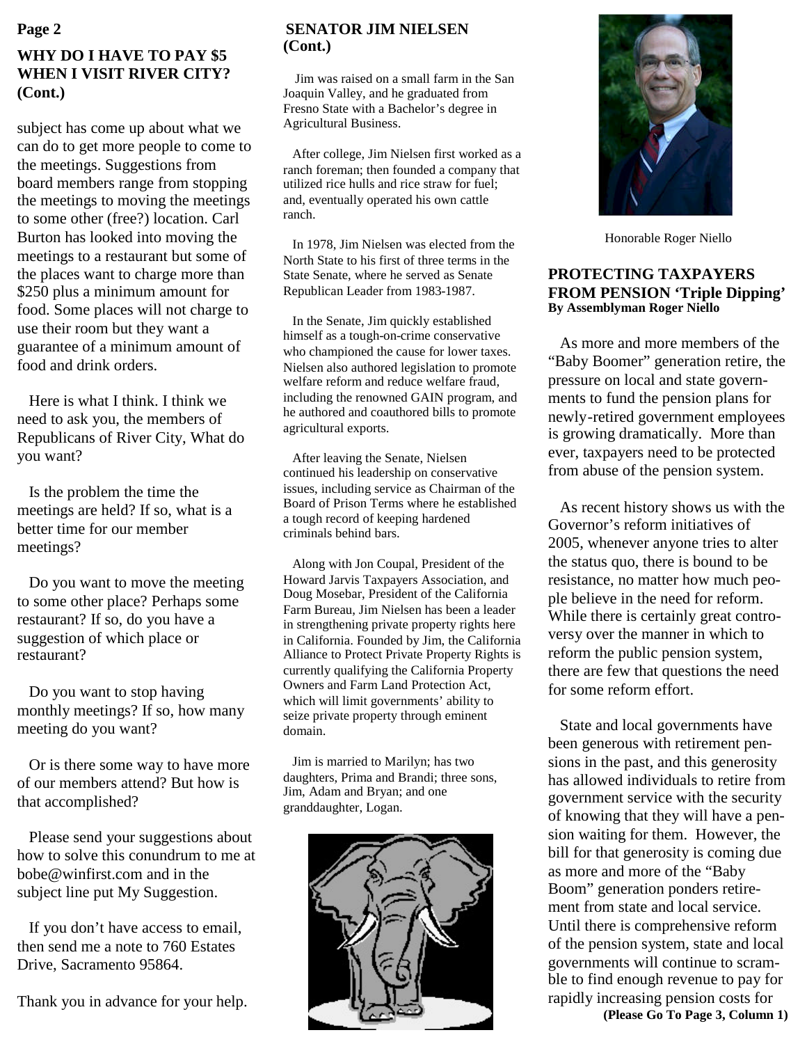## WHY DO I HAVE TO PAY $5 WHEN I VISIT RIVER CITY? (Cont.)

subject has come up about what we can do to get more people to come to the meetings. Suggestions from board members range from stopping the meetings to moving the meetings to some other (free?) location. Carl Burton has looked into moving the meetings to a restaurant but some of the places want to charge more than $250 plus a minimum amount for food. Some places will not charge to use their room but they want a guarantee of a minimum amount of food and drink orders.

Here is what I think. I think we need to ask you, the members of Republicans of River City, What do you want?

Is the problem the time the meetings are held? If so, what is a better time for our member meetings?

Do you want to move the meeting to some other place? Perhaps some restaurant? If so, do you have a suggestion of which place or restaurant?

Do you want to stop having monthly meetings? If so, how many meeting do you want?

Or is there some way to have more of our members attend? But how is that accomplished?

Please send your suggestions about how to solve this conundrum to me at bobe@winfirst.com and in the subject line put My Suggestion.

If you don't have access to email, then send me a note to 760 Estates Drive, Sacramento 95864.

Thank you in advance for your help.

## SENATOR JIM NIELSEN (Cont.)

Jim was raised on a small farm in the San Joaquin Valley, and he graduated from Fresno State with a Bachelor's degree in Agricultural Business.

After college, Jim Nielsen first worked as a ranch foreman; then founded a company that utilized rice hulls and rice straw for fuel; and, eventually operated his own cattle ranch.

In 1978, Jim Nielsen was elected from the North State to his first of three terms in the State Senate, where he served as Senate Republican Leader from 1983-1987.

In the Senate, Jim quickly established himself as a tough-on-crime conservative who championed the cause for lower taxes. Nielsen also authored legislation to promote welfare reform and reduce welfare fraud, including the renowned GAIN program, and he authored and coauthored bills to promote agricultural exports.

After leaving the Senate, Nielsen continued his leadership on conservative issues, including service as Chairman of the Board of Prison Terms where he established a tough record of keeping hardened criminals behind bars.

Along with Jon Coupal, President of the Howard Jarvis Taxpayers Association, and Doug Mosebar, President of the California Farm Bureau, Jim Nielsen has been a leader in strengthening private property rights here in California. Founded by Jim, the California Alliance to Protect Private Property Rights is currently qualifying the California Property Owners and Farm Land Protection Act, which will limit governments' ability to seize private property through eminent domain.

Jim is married to Marilyn; has two daughters, Prima and Brandi; three sons, Jim, Adam and Bryan; and one granddaughter, Logan.

Honorable Roger Niello

## PROTECTING TAXPAYERS FROM PENSION 'Triple Dipping'

**By Assemblyman Roger Niello**

As more and more members of the "Baby Boomer" generation retire, the pressure on local and state governments to fund the pension plans for newly-retired government employees is growing dramatically. More than ever, taxpayers need to be protected from abuse of the pension system.

As recent history shows us with the Governor's reform initiatives of 2005, whenever anyone tries to alter the status quo, there is bound to be resistance, no matter how much people believe in the need for reform. While there is certainly great controversy over the manner in which to reform the public pension system, there are few that questions the need for some reform effort.

State and local governments have been generous with retirement pensions in the past, and this generosity has allowed individuals to retire from government service with the security of knowing that they will have a pension waiting for them. However, the bill for that generosity is coming due as more and more of the "Baby Boom" generation ponders retirement from state and local service. Until there is comprehensive reform of the pension system, state and local governments will continue to scramble to find enough revenue to pay for rapidly increasing pension costs for

**(Please Go To Page 3, Column 1)**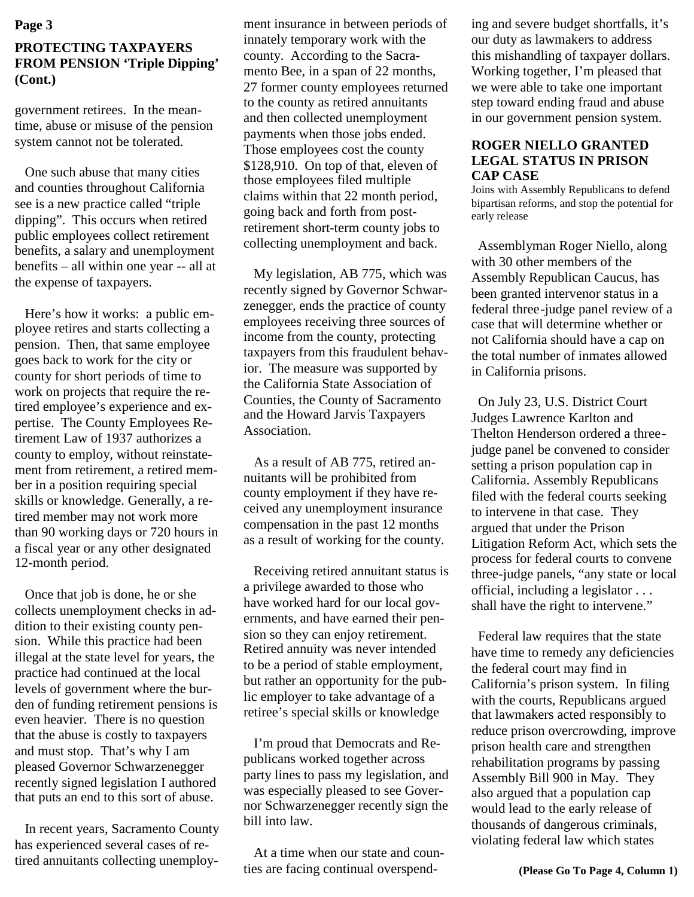## PROTECTING TAXPAYERS FROM PENSION 'Triple Dipping' (Cont.)

government retirees. In the meantime, abuse or misuse of the pension system cannot not be tolerated.

One such abuse that many cities and counties throughout California see is a new practice called "triple dipping". This occurs when retired public employees collect retirement benefits, a salary and unemployment benefits – all within one year -- all at the expense of taxpayers.

Here's how it works: a public employee retires and starts collecting a pension. Then, that same employee goes back to work for the city or county for short periods of time to work on projects that require the retired employee's experience and expertise. The County Employees Retirement Law of 1937 authorizes a county to employ, without reinstatement from retirement, a retired member in a position requiring special skills or knowledge. Generally, a retired member may not work more than 90 working days or 720 hours in a fiscal year or any other designated 12-month period.

Once that job is done, he or she collects unemployment checks in addition to their existing county pension. While this practice had been illegal at the state level for years, the practice had continued at the local levels of government where the burden of funding retirement pensions is even heavier. There is no question that the abuse is costly to taxpayers and must stop. That's why I am pleased Governor Schwarzenegger recently signed legislation I authored that puts an end to this sort of abuse.

In recent years, Sacramento County has experienced several cases of retired annuitants collecting unemployment insurance in between periods of innately temporary work with the county. According to the Sacramento Bee, in a span of 22 months, 27 former county employees returned to the county as retired annuitants and then collected unemployment payments when those jobs ended. Those employees cost the county $128,910. On top of that, eleven of those employees filed multiple claims within that 22 month period, going back and forth from post-retirement short-term county jobs to collecting unemployment and back.

My legislation, AB 775, which was recently signed by Governor Schwarzenegger, ends the practice of county employees receiving three sources of income from the county, protecting taxpayers from this fraudulent behavior. The measure was supported by the California State Association of Counties, the County of Sacramento and the Howard Jarvis Taxpayers Association.

As a result of AB 775, retired annuitants will be prohibited from county employment if they have received any unemployment insurance compensation in the past 12 months as a result of working for the county.

Receiving retired annuitant status is a privilege awarded to those who have worked hard for our local governments, and have earned their pension so they can enjoy retirement. Retired annuity was never intended to be a period of stable employment, but rather an opportunity for the public employer to take advantage of a retiree's special skills or knowledge

I'm proud that Democrats and Republicans worked together across party lines to pass my legislation, and was especially pleased to see Governor Schwarzenegger recently sign the bill into law.

At a time when our state and counties are facing continual overspending and severe budget shortfalls, it's our duty as lawmakers to address this mishandling of taxpayer dollars. Working together, I'm pleased that we were able to take one important step toward ending fraud and abuse in our government pension system.

## ROGER NIELLO GRANTED LEGAL STATUS IN PRISON CAP CASE

Joins with Assembly Republicans to defend bipartisan reforms, and stop the potential for early release

Assemblyman Roger Niello, along with 30 other members of the Assembly Republican Caucus, has been granted intervenor status in a federal three-judge panel review of a case that will determine whether or not California should have a cap on the total number of inmates allowed in California prisons.

On July 23, U.S. District Court Judges Lawrence Karlton and Thelton Henderson ordered a three-judge panel be convened to consider setting a prison population cap in California. Assembly Republicans filed with the federal courts seeking to intervene in that case. They argued that under the Prison Litigation Reform Act, which sets the process for federal courts to convene three-judge panels, "any state or local official, including a legislator . . . shall have the right to intervene."

Federal law requires that the state have time to remedy any deficiencies the federal court may find in California's prison system. In filing with the courts, Republicans argued that lawmakers acted responsibly to reduce prison overcrowding, improve prison health care and strengthen rehabilitation programs by passing Assembly Bill 900 in May. They also argued that a population cap would lead to the early release of thousands of dangerous criminals, violating federal law which states

**(Please Go To Page 4, Column 1)**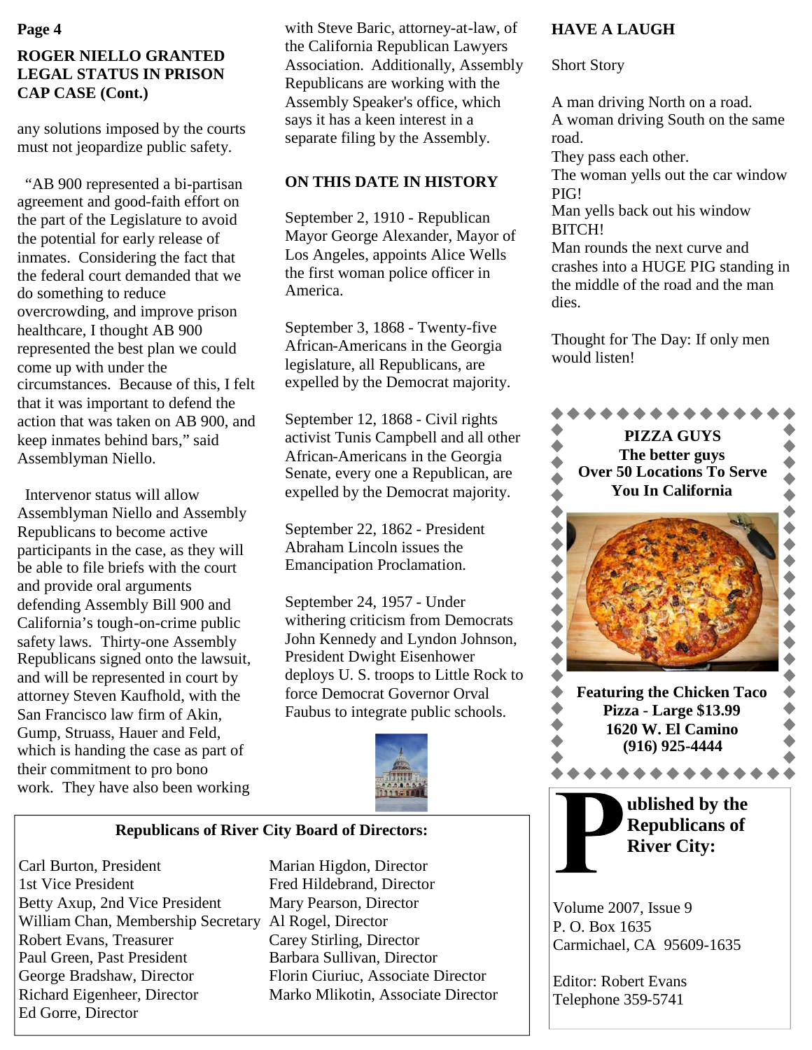## ROGER NIELLO GRANTED LEGAL STATUS IN PRISON CAP CASE (Cont.)

any solutions imposed by the courts must not jeopardize public safety.

"AB 900 represented a bi-partisan agreement and good-faith effort on the part of the Legislature to avoid the potential for early release of inmates. Considering the fact that the federal court demanded that we do something to reduce overcrowding, and improve prison healthcare, I thought AB 900 represented the best plan we could come up with under the circumstances. Because of this, I felt that it was important to defend the action that was taken on AB 900, and keep inmates behind bars," said Assemblyman Niello.

Intervenor status will allow Assemblyman Niello and Assembly Republicans to become active participants in the case, as they will be able to file briefs with the court and provide oral arguments defending Assembly Bill 900 and California's tough-on-crime public safety laws. Thirty-one Assembly Republicans signed onto the lawsuit, and will be represented in court by attorney Steven Kaufhold, with the San Francisco law firm of Akin, Gump, Struass, Hauer and Feld, which is handing the case as part of their commitment to pro bono work. They have also been working with Steve Baric, attorney-at-law, of the California Republican Lawyers Association. Additionally, Assembly Republicans are working with the Assembly Speaker's office, which says it has a keen interest in a separate filing by the Assembly.

## ON THIS DATE IN HISTORY

September 2, 1910 - Republican Mayor George Alexander, Mayor of Los Angeles, appoints Alice Wells the first woman police officer in America.

September 3, 1868 - Twenty-five African-Americans in the Georgia legislature, all Republicans, are expelled by the Democrat majority.

September 12, 1868 - Civil rights activist Tunis Campbell and all other African-Americans in the Georgia Senate, every one a Republican, are expelled by the Democrat majority.

September 22, 1862 - President Abraham Lincoln issues the Emancipation Proclamation.

September 24, 1957 - Under withering criticism from Democrats John Kennedy and Lyndon Johnson, President Dwight Eisenhower deploys U. S. troops to Little Rock to force Democrat Governor Orval Faubus to integrate public schools.

## Republicans of River City Board of Directors:

Carl Burton, President
1st Vice President
Betty Axup, 2nd Vice President
William Chan, Membership Secretary
Robert Evans, Treasurer
Paul Green, Past President
George Bradshaw, Director
Richard Eigenheer, Director
Ed Gorre, Director
Marian Higdon, Director
Fred Hildebrand, Director
Mary Pearson, Director
Al Rogel, Director
Carey Stirling, Director
Barbara Sullivan, Director
Florin Ciuriuc, Associate Director
Marko Mlikotin, Associate Director

## HAVE A LAUGH

Short Story

A man driving North on a road.
A woman driving South on the same road.
They pass each other.
The woman yells out the car window PIG!
Man yells back out his window BITCH!
Man rounds the next curve and crashes into a HUGE PIG standing in the middle of the road and the man dies.

Thought for The Day: If only men would listen!

**PIZZA GUYS**
**The better guys**
**Over 50 Locations To Serve You In California**

**Featuring the Chicken Taco Pizza - Large $13.99**
**1620 W. El Camino**
**(916) 925-4444**

**Published by the Republicans of River City:**

Volume 2007, Issue 9
P. O. Box 1635
Carmichael, CA 95609-1635

Editor: Robert Evans
Telephone 359-5741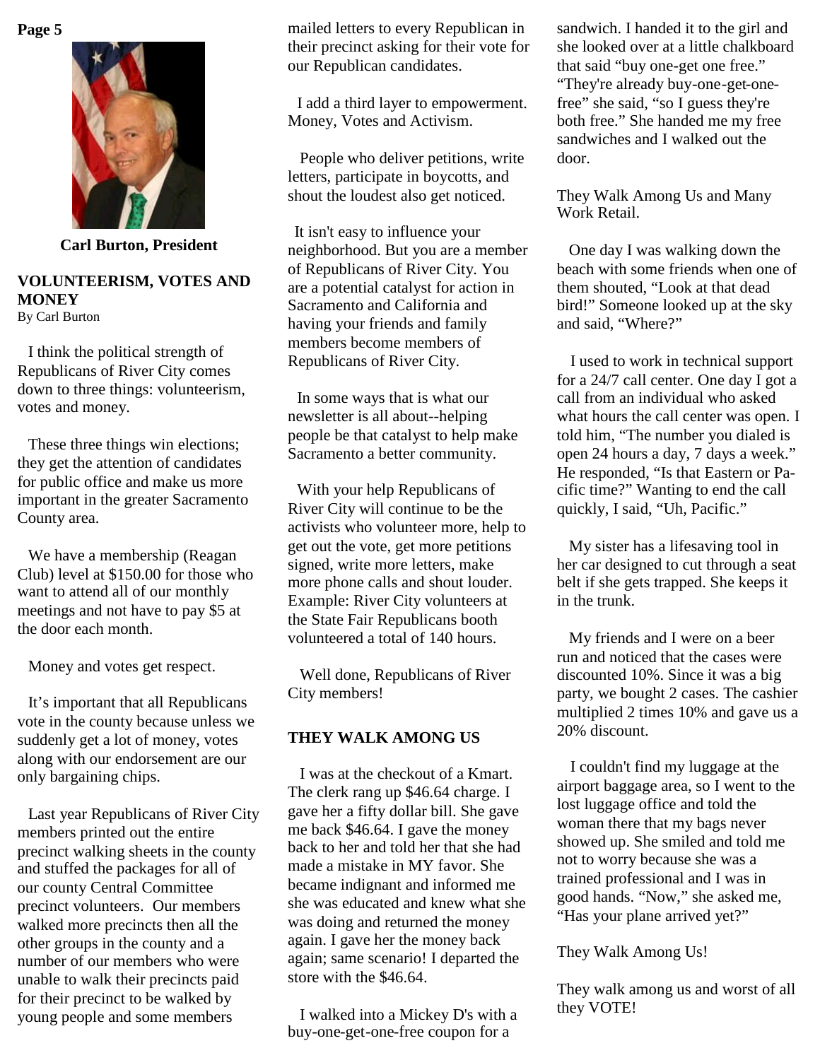Carl Burton, President

## VOLUNTEERISM, VOTES AND MONEY

By Carl Burton

I think the political strength of Republicans of River City comes down to three things: volunteerism, votes and money.

These three things win elections; they get the attention of candidates for public office and make us more important in the greater Sacramento County area.

We have a membership (Reagan Club) level at $150.00 for those who want to attend all of our monthly meetings and not have to pay $5 at the door each month.

Money and votes get respect.

It's important that all Republicans vote in the county because unless we suddenly get a lot of money, votes along with our endorsement are our only bargaining chips.

Last year Republicans of River City members printed out the entire precinct walking sheets in the county and stuffed the packages for all of our county Central Committee precinct volunteers. Our members walked more precincts then all the other groups in the county and a number of our members who were unable to walk their precincts paid for their precinct to be walked by young people and some members mailed letters to every Republican in their precinct asking for their vote for our Republican candidates.

I add a third layer to empowerment. Money, Votes and Activism.

People who deliver petitions, write letters, participate in boycotts, and shout the loudest also get noticed.

It isn't easy to influence your neighborhood. But you are a member of Republicans of River City. You are a potential catalyst for action in Sacramento and California and having your friends and family members become members of Republicans of River City.

In some ways that is what our newsletter is all about--helping people be that catalyst to help make Sacramento a better community.

With your help Republicans of River City will continue to be the activists who volunteer more, help to get out the vote, get more petitions signed, write more letters, make more phone calls and shout louder. Example: River City volunteers at the State Fair Republicans booth volunteered a total of 140 hours.

Well done, Republicans of River City members!

## THEY WALK AMONG US

I was at the checkout of a Kmart. The clerk rang up $46.64 charge. I gave her a fifty dollar bill. She gave me back $46.64. I gave the money back to her and told her that she had made a mistake in MY favor. She became indignant and informed me she was educated and knew what she was doing and returned the money again. I gave her the money back again; same scenario! I departed the store with the $46.64.

I walked into a Mickey D's with a buy-one-get-one-free coupon for a sandwich. I handed it to the girl and she looked over at a little chalkboard that said "buy one-get one free." "They're already buy-one-get-one-free" she said, "so I guess they're both free." She handed me my free sandwiches and I walked out the door.

They Walk Among Us and Many Work Retail.

One day I was walking down the beach with some friends when one of them shouted, "Look at that dead bird!" Someone looked up at the sky and said, "Where?"

I used to work in technical support for a 24/7 call center. One day I got a call from an individual who asked what hours the call center was open. I told him, "The number you dialed is open 24 hours a day, 7 days a week." He responded, "Is that Eastern or Pacific time?" Wanting to end the call quickly, I said, "Uh, Pacific."

My sister has a lifesaving tool in her car designed to cut through a seat belt if she gets trapped. She keeps it in the trunk.

My friends and I were on a beer run and noticed that the cases were discounted 10%. Since it was a big party, we bought 2 cases. The cashier multiplied 2 times 10% and gave us a 20% discount.

I couldn't find my luggage at the airport baggage area, so I went to the lost luggage office and told the woman there that my bags never showed up. She smiled and told me not to worry because she was a trained professional and I was in good hands. "Now," she asked me, "Has your plane arrived yet?"

They Walk Among Us!

They walk among us and worst of all they VOTE!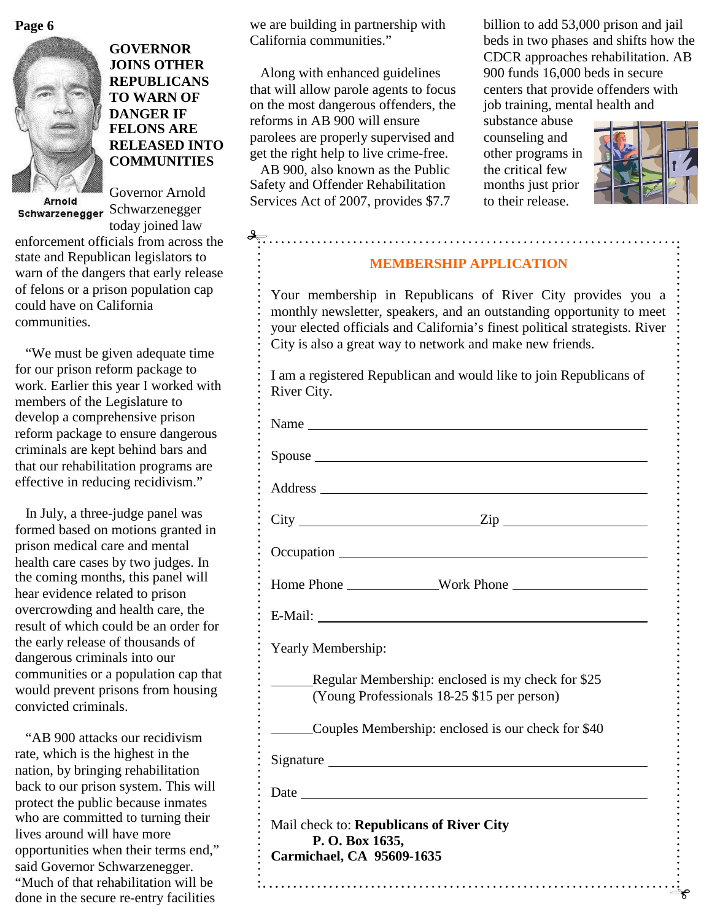## GOVERNOR JOINS OTHER REPUBLICANS TO WARN OF DANGER IF FELONS ARE RELEASED INTO COMMUNITIES

Arnold Schwarzenegger

Governor Arnold Schwarzenegger today joined law enforcement officials from across the state and Republican legislators to warn of the dangers that early release of felons or a prison population cap could have on California communities.

"We must be given adequate time for our prison reform package to work. Earlier this year I worked with members of the Legislature to develop a comprehensive prison reform package to ensure dangerous criminals are kept behind bars and that our rehabilitation programs are effective in reducing recidivism."

In July, a three-judge panel was formed based on motions granted in prison medical care and mental health care cases by two judges. In the coming months, this panel will hear evidence related to prison overcrowding and health care, the result of which could be an order for the early release of thousands of dangerous criminals into our communities or a population cap that would prevent prisons from housing convicted criminals.

"AB 900 attacks our recidivism rate, which is the highest in the nation, by bringing rehabilitation back to our prison system. This will protect the public because inmates who are committed to turning their lives around will have more opportunities when their terms end," said Governor Schwarzenegger. "Much of that rehabilitation will be done in the secure re-entry facilities we are building in partnership with California communities."

Along with enhanced guidelines that will allow parole agents to focus on the most dangerous offenders, the reforms in AB 900 will ensure parolees are properly supervised and get the right help to live crime-free.

AB 900, also known as the Public Safety and Offender Rehabilitation Services Act of 2007, provides $7.7 billion to add 53,000 prison and jail beds in two phases and shifts how the CDCR approaches rehabilitation. AB 900 funds 16,000 beds in secure centers that provide offenders with job training, mental health and substance abuse counseling and other programs in the critical few months just prior to their release.

---

### MEMBERSHIP APPLICATION

Your membership in Republicans of River City provides you a monthly newsletter, speakers, and an outstanding opportunity to meet your elected officials and California's finest political strategists. River City is also a great way to network and make new friends.

I am a registered Republican and would like to join Republicans of River City.

Name ______________________________

Spouse ______________________________

Address ______________________________

City ______________ Zip ______________

Occupation ______________________________

Home Phone ____________ Work Phone ______________

E-Mail: ______________________________

Yearly Membership:

______ Regular Membership: enclosed is my check for $25
(Young Professionals 18-25 $15 per person)

______ Couples Membership: enclosed is our check for $40

Signature ______________________________

Date ______________________________

Mail check to: **Republicans of River City**
**P. O. Box 1635,**
**Carmichael, CA 95609-1635**